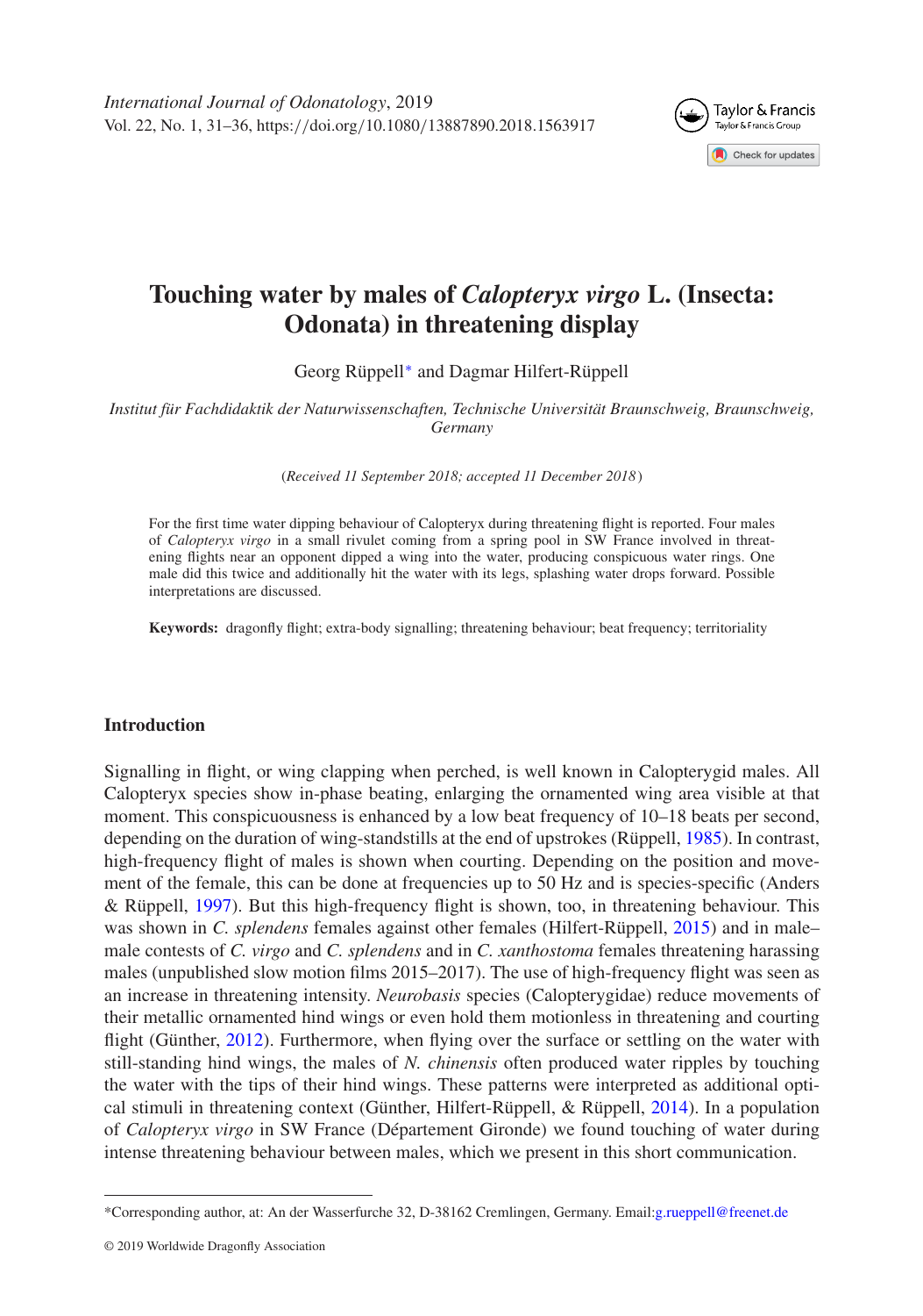# Touching water by males of *Calopteryx virgo* L. (Insecta: Odonata) in threatening display

Georg Rüppell* and Dagmar Hilfert-Rüppell

*Institut für Fachdidaktik der Naturwissenschaften, Technische Universität Braunschweig, Braunschweig, Germany*

(*Received 11 September 2018; accepted 11 December 2018*)

For the first time water dipping behaviour of Calopteryx during threatening flight is reported. Four males of *Calopteryx virgo* in a small rivulet coming from a spring pool in SW France involved in threatening flights near an opponent dipped a wing into the water, producing conspicuous water rings. One male did this twice and additionally hit the water with its legs, splashing water drops forward. Possible interpretations are discussed.

**Keywords:** dragonfly flight; extra-body signalling; threatening behaviour; beat frequency; territoriality

## Introduction

Signalling in flight, or wing clapping when perched, is well known in Calopterygid males. All Calopteryx species show in-phase beating, enlarging the ornamented wing area visible at that moment. This conspicuousness is enhanced by a low beat frequency of 10–18 beats per second, depending on the duration of wing-standstills at the end of upstrokes (Rüppell, 1985). In contrast, high-frequency flight of males is shown when courting. Depending on the position and movement of the female, this can be done at frequencies up to 50 Hz and is species-specific (Anders & Rüppell, 1997). But this high-frequency flight is shown, too, in threatening behaviour. This was shown in *C. splendens* females against other females (Hilfert-Rüppell, 2015) and in male–male contests of *C. virgo* and *C. splendens* and in *C. xanthostoma* females threatening harassing males (unpublished slow motion films 2015–2017). The use of high-frequency flight was seen as an increase in threatening intensity. *Neurobasis* species (Calopterygidae) reduce movements of their metallic ornamented hind wings or even hold them motionless in threatening and courting flight (Günther, 2012). Furthermore, when flying over the surface or settling on the water with still-standing hind wings, the males of *N. chinensis* often produced water ripples by touching the water with the tips of their hind wings. These patterns were interpreted as additional optical stimuli in threatening context (Günther, Hilfert-Rüppell, & Rüppell, 2014). In a population of *Calopteryx virgo* in SW France (Département Gironde) we found touching of water during intense threatening behaviour between males, which we present in this short communication.

---

*Corresponding author, at: An der Wasserfurche 32, D-38162 Cremlingen, Germany. Email: g.rueppell@freenet.de

© 2019 Worldwide Dragonfly Association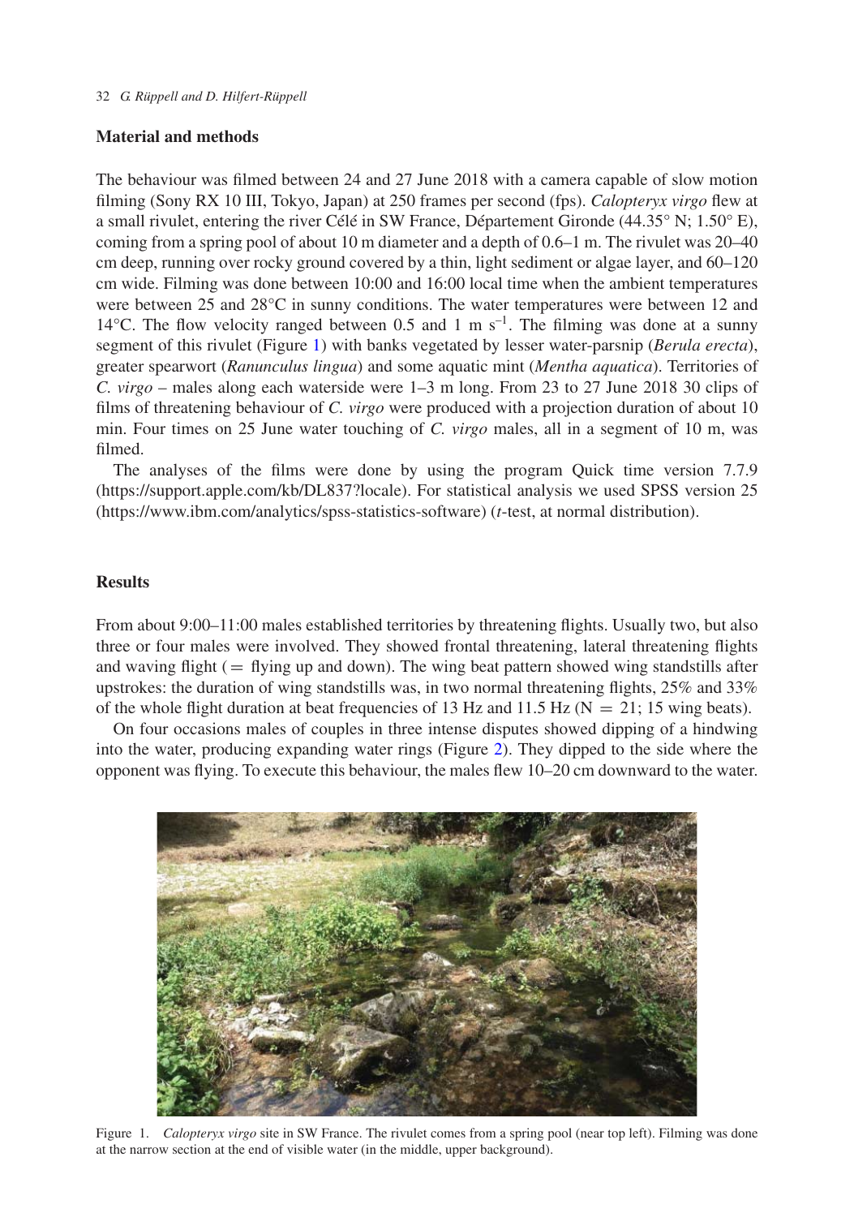## Material and methods

The behaviour was filmed between 24 and 27 June 2018 with a camera capable of slow motion filming (Sony RX 10 III, Tokyo, Japan) at 250 frames per second (fps). *Calopteryx virgo* flew at a small rivulet, entering the river Célé in SW France, Département Gironde (44.35° N; 1.50° E), coming from a spring pool of about 10 m diameter and a depth of 0.6–1 m. The rivulet was 20–40 cm deep, running over rocky ground covered by a thin, light sediment or algae layer, and 60–120 cm wide. Filming was done between 10:00 and 16:00 local time when the ambient temperatures were between 25 and 28°C in sunny conditions. The water temperatures were between 12 and 14°C. The flow velocity ranged between 0.5 and 1 m $s^{-1}$. The filming was done at a sunny segment of this rivulet (Figure 1) with banks vegetated by lesser water-parsnip (*Berula erecta*), greater spearwort (*Ranunculus lingua*) and some aquatic mint (*Mentha aquatica*). Territories of *C. virgo* – males along each waterside were 1–3 m long. From 23 to 27 June 2018 30 clips of films of threatening behaviour of *C. virgo* were produced with a projection duration of about 10 min. Four times on 25 June water touching of *C. virgo* males, all in a segment of 10 m, was filmed.

The analyses of the films were done by using the program Quick time version 7.7.9 (https://support.apple.com/kb/DL837?locale). For statistical analysis we used SPSS version 25 (https://www.ibm.com/analytics/spss-statistics-software) (*t*-test, at normal distribution).

## Results

From about 9:00–11:00 males established territories by threatening flights. Usually two, but also three or four males were involved. They showed frontal threatening, lateral threatening flights and waving flight (= flying up and down). The wing beat pattern showed wing standstills after upstrokes: the duration of wing standstills was, in two normal threatening flights, 25% and 33% of the whole flight duration at beat frequencies of 13 Hz and 11.5 Hz (N = 21; 15 wing beats).

On four occasions males of couples in three intense disputes showed dipping of a hindwing into the water, producing expanding water rings (Figure 2). They dipped to the side where the opponent was flying. To execute this behaviour, the males flew 10–20 cm downward to the water.

Figure 1. *Calopteryx virgo* site in SW France. The rivulet comes from a spring pool (near top left). Filming was done at the narrow section at the end of visible water (in the middle, upper background).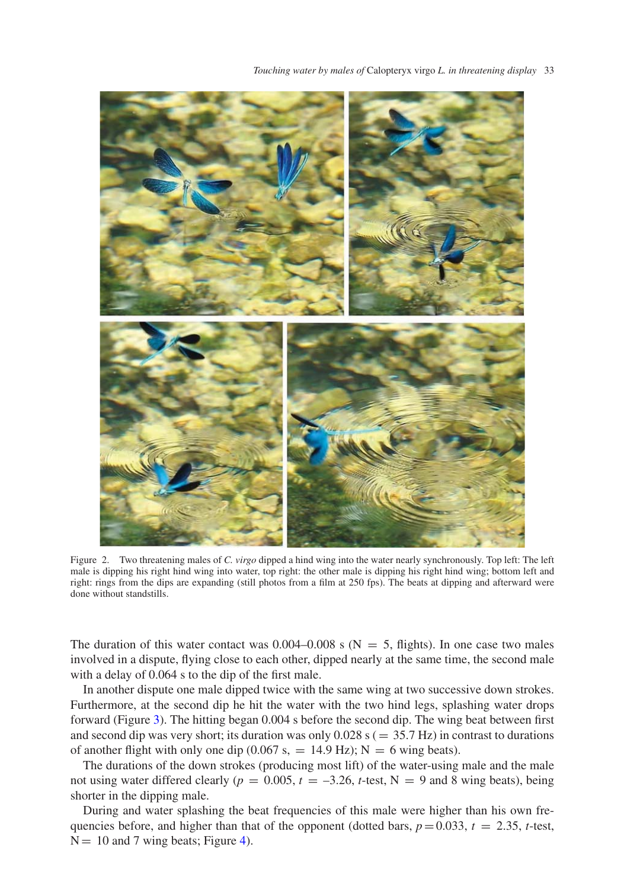Figure 2. Two threatening males of *C. virgo* dipped a hind wing into the water nearly synchronously. Top left: The left male is dipping his right hind wing into water, top right: the other male is dipping his right hind wing; bottom left and right: rings from the dips are expanding (still photos from a film at 250 fps). The beats at dipping and afterward were done without standstills.

The duration of this water contact was 0.004–0.008 s (N = 5, flights). In one case two males involved in a dispute, flying close to each other, dipped nearly at the same time, the second male with a delay of 0.064 s to the dip of the first male.

In another dispute one male dipped twice with the same wing at two successive down strokes. Furthermore, at the second dip he hit the water with the two hind legs, splashing water drops forward (Figure 3). The hitting began 0.004 s before the second dip. The wing beat between first and second dip was very short; its duration was only 0.028 s (= 35.7 Hz) in contrast to durations of another flight with only one dip (0.067 s, = 14.9 Hz); N = 6 wing beats).

The durations of the down strokes (producing most lift) of the water-using male and the male not using water differed clearly ($p = 0.005$, $t = -3.26$, *t*-test, N = 9 and 8 wing beats), being shorter in the dipping male.

During and water splashing the beat frequencies of this male were higher than his own frequencies before, and higher than that of the opponent (dotted bars, $p = 0.033$, $t = 2.35$, *t*-test, N = 10 and 7 wing beats; Figure 4).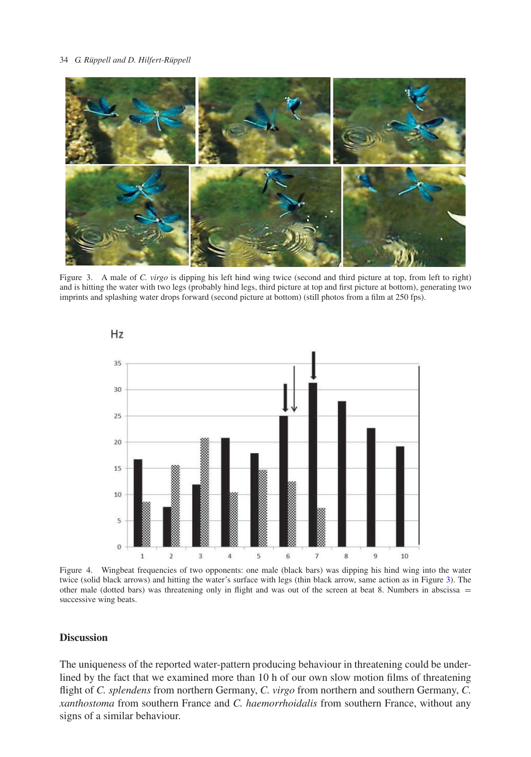Figure 3. A male of *C. virgo* is dipping his left hind wing twice (second and third picture at top, from left to right) and is hitting the water with two legs (probably hind legs, third picture at top and first picture at bottom), generating two imprints and splashing water drops forward (second picture at bottom) (still photos from a film at 250 fps).

Figure 4. Wingbeat frequencies of two opponents: one male (black bars) was dipping his hind wing into the water twice (solid black arrows) and hitting the water's surface with legs (thin black arrow, same action as in Figure 3). The other male (dotted bars) was threatening only in flight and was out of the screen at beat 8. Numbers in abscissa = successive wing beats.

## Discussion

The uniqueness of the reported water-pattern producing behaviour in threatening could be underlined by the fact that we examined more than 10 h of our own slow motion films of threatening flight of *C. splendens* from northern Germany, *C. virgo* from northern and southern Germany, *C. xanthostoma* from southern France and *C. haemorrhoidalis* from southern France, without any signs of a similar behaviour.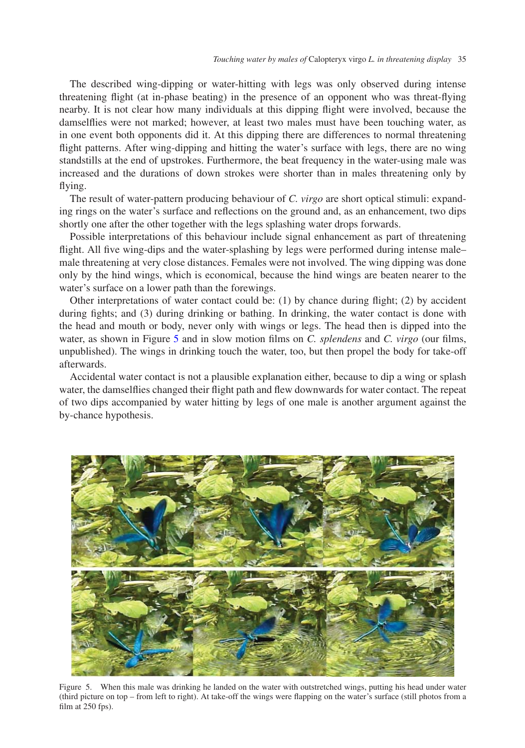The described wing-dipping or water-hitting with legs was only observed during intense threatening flight (at in-phase beating) in the presence of an opponent who was threat-flying nearby. It is not clear how many individuals at this dipping flight were involved, because the damselflies were not marked; however, at least two males must have been touching water, as in one event both opponents did it. At this dipping there are differences to normal threatening flight patterns. After wing-dipping and hitting the water's surface with legs, there are no wing standstills at the end of upstrokes. Furthermore, the beat frequency in the water-using male was increased and the durations of down strokes were shorter than in males threatening only by flying.

The result of water-pattern producing behaviour of *C. virgo* are short optical stimuli: expanding rings on the water's surface and reflections on the ground and, as an enhancement, two dips shortly one after the other together with the legs splashing water drops forwards.

Possible interpretations of this behaviour include signal enhancement as part of threatening flight. All five wing-dips and the water-splashing by legs were performed during intense male–male threatening at very close distances. Females were not involved. The wing dipping was done only by the hind wings, which is economical, because the hind wings are beaten nearer to the water's surface on a lower path than the forewings.

Other interpretations of water contact could be: (1) by chance during flight; (2) by accident during fights; and (3) during drinking or bathing. In drinking, the water contact is done with the head and mouth or body, never only with wings or legs. The head then is dipped into the water, as shown in Figure 5 and in slow motion films on *C. splendens* and *C. virgo* (our films, unpublished). The wings in drinking touch the water, too, but then propel the body for take-off afterwards.

Accidental water contact is not a plausible explanation either, because to dip a wing or splash water, the damselflies changed their flight path and flew downwards for water contact. The repeat of two dips accompanied by water hitting by legs of one male is another argument against the by-chance hypothesis.

Figure 5. When this male was drinking he landed on the water with outstretched wings, putting his head under water (third picture on top – from left to right). At take-off the wings were flapping on the water's surface (still photos from a film at 250 fps).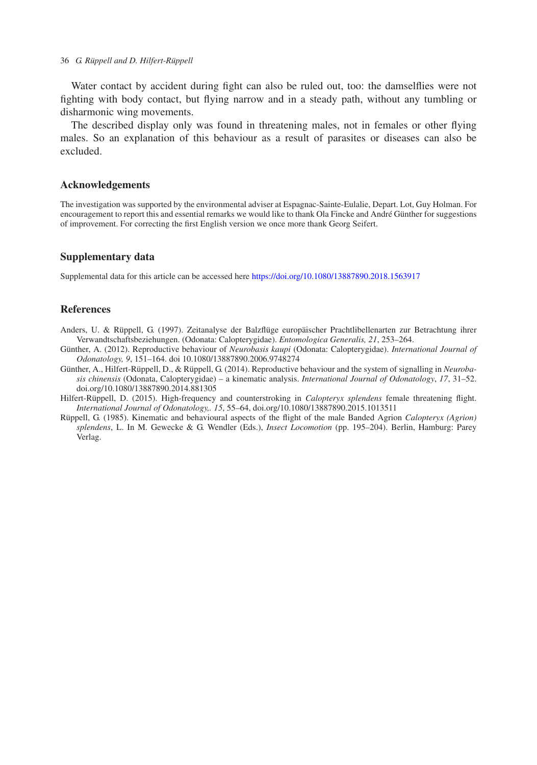Water contact by accident during fight can also be ruled out, too: the damselflies were not fighting with body contact, but flying narrow and in a steady path, without any tumbling or disharmonic wing movements.

The described display only was found in threatening males, not in females or other flying males. So an explanation of this behaviour as a result of parasites or diseases can also be excluded.

## Acknowledgements

The investigation was supported by the environmental adviser at Espagnac-Sainte-Eulalie, Depart. Lot, Guy Holman. For encouragement to report this and essential remarks we would like to thank Ola Fincke and André Günther for suggestions of improvement. For correcting the first English version we once more thank Georg Seifert.

## Supplementary data

Supplemental data for this article can be accessed here https://doi.org/10.1080/13887890.2018.1563917

## References

Anders, U. & Rüppell, G. (1997). Zeitanalyse der Balzflüge europäischer Prachtlibellenarten zur Betrachtung ihrer Verwandtschaftsbeziehungen. (Odonata: Calopterygidae). *Entomologica Generalis, 21*, 253–264.

Günther, A. (2012). Reproductive behaviour of *Neurobasis kaupi* (Odonata: Calopterygidae). *International Journal of Odonatology, 9*, 151–164. doi 10.1080/13887890.2006.9748274

Günther, A., Hilfert-Rüppell, D., & Rüppell, G. (2014). Reproductive behaviour and the system of signalling in *Neurobasis chinensis* (Odonata, Calopterygidae) – a kinematic analysis. *International Journal of Odonatology*, *17*, 31–52. doi.org/10.1080/13887890.2014.881305

Hilfert-Rüppell, D. (2015). High-frequency and counterstroking in *Calopteryx splendens* female threatening flight. *International Journal of Odonatology,. 15*, 55–64, doi.org/10.1080/13887890.2015.1013511

Rüppell, G. (1985). Kinematic and behavioural aspects of the flight of the male Banded Agrion *Calopteryx (Agrion) splendens*, L. In M. Gewecke & G. Wendler (Eds.), *Insect Locomotion* (pp. 195–204). Berlin, Hamburg: Parey Verlag.